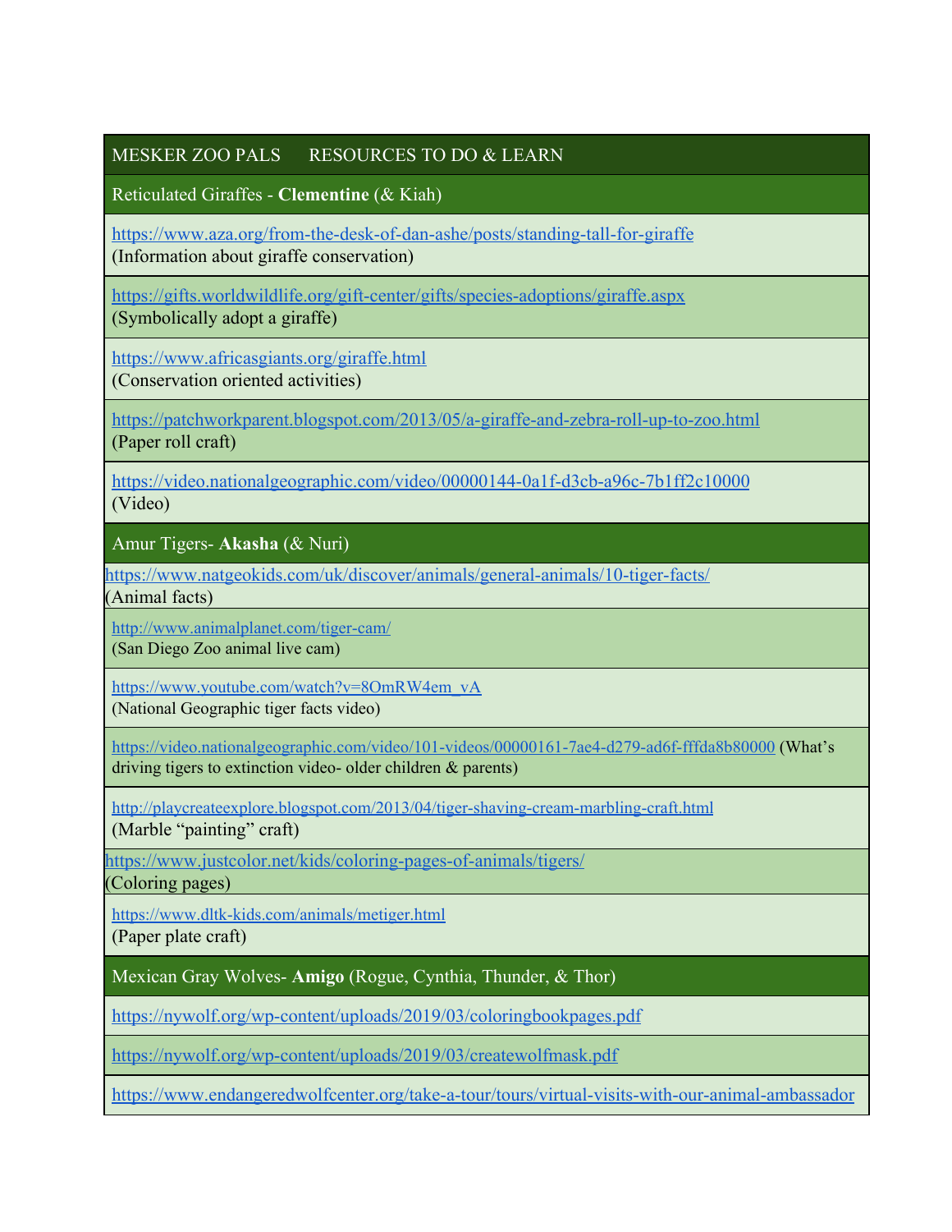| MESKER ZOO PALS RESOURCES TO DO & LEARN |
|---|
| Reticulated Giraffes - **Clementine** (& Kiah) |
| https://www.aza.org/from-the-desk-of-dan-ashe/posts/standing-tall-for-giraffe (Information about giraffe conservation) |
| https://gifts.worldwildlife.org/gift-center/gifts/species-adoptions/giraffe.aspx (Symbolically adopt a giraffe) |
| https://www.africasgiants.org/giraffe.html (Conservation oriented activities) |
| https://patchworkparent.blogspot.com/2013/05/a-giraffe-and-zebra-roll-up-to-zoo.html (Paper roll craft) |
| https://video.nationalgeographic.com/video/00000144-0a1f-d3cb-a96c-7b1ff2c10000 (Video) |
| Amur Tigers- **Akasha** (& Nuri) |
| https://www.natgeokids.com/uk/discover/animals/general-animals/10-tiger-facts/ (Animal facts) |
| http://www.animalplanet.com/tiger-cam/ (San Diego Zoo animal live cam) |
| https://www.youtube.com/watch?v=8OmRW4em_vA (National Geographic tiger facts video) |
| https://video.nationalgeographic.com/video/101-videos/00000161-7ae4-d279-ad6f-fffda8b80000 (What's driving tigers to extinction video- older children & parents) |
| http://playcreateexplore.blogspot.com/2013/04/tiger-shaving-cream-marbling-craft.html (Marble "painting" craft) |
| https://www.justcolor.net/kids/coloring-pages-of-animals/tigers/ (Coloring pages) |
| https://www.dltk-kids.com/animals/metiger.html (Paper plate craft) |
| Mexican Gray Wolves- **Amigo** (Rogue, Cynthia, Thunder, & Thor) |
| https://nywolf.org/wp-content/uploads/2019/03/coloringbookpages.pdf |
| https://nywolf.org/wp-content/uploads/2019/03/createwolfmask.pdf |
| https://www.endangeredwolfcenter.org/take-a-tour/tours/virtual-visits-with-our-animal-ambassador |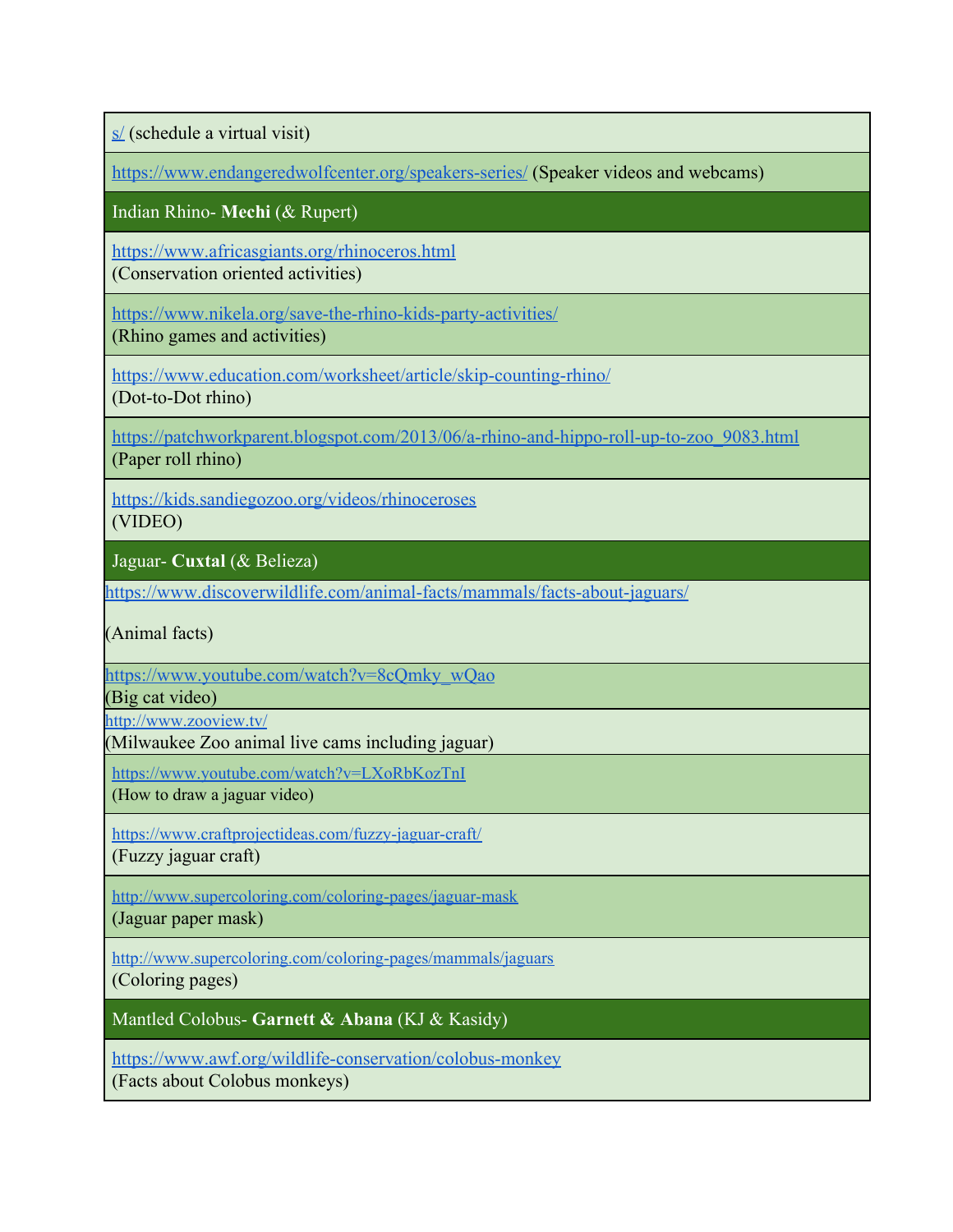| |
|---|
| s/ (schedule a virtual visit) |
| https://www.endangeredwolfcenter.org/speakers-series/ (Speaker videos and webcams) |
| Indian Rhino- **Mechi** (& Rupert) |
| https://www.africasgiants.org/rhinoceros.html (Conservation oriented activities) |
| https://www.nikela.org/save-the-rhino-kids-party-activities/ (Rhino games and activities) |
| https://www.education.com/worksheet/article/skip-counting-rhino/ (Dot-to-Dot rhino) |
| https://patchworkparent.blogspot.com/2013/06/a-rhino-and-hippo-roll-up-to-zoo_9083.html (Paper roll rhino) |
| https://kids.sandiegozoo.org/videos/rhinoceroses (VIDEO) |
| Jaguar- **Cuxtal** (& Belieza) |
| https://www.discoverwildlife.com/animal-facts/mammals/facts-about-jaguars/ (Animal facts) |
| https://www.youtube.com/watch?v=8cQmky_wQao (Big cat video) |
| http://www.zooview.tv/ (Milwaukee Zoo animal live cams including jaguar) |
| https://www.youtube.com/watch?v=LXoRbKozTnI (How to draw a jaguar video) |
| https://www.craftprojectideas.com/fuzzy-jaguar-craft/ (Fuzzy jaguar craft) |
| http://www.supercoloring.com/coloring-pages/jaguar-mask (Jaguar paper mask) |
| http://www.supercoloring.com/coloring-pages/mammals/jaguars (Coloring pages) |
| Mantled Colobus- **Garnett & Abana** (KJ & Kasidy) |
| https://www.awf.org/wildlife-conservation/colobus-monkey (Facts about Colobus monkeys) |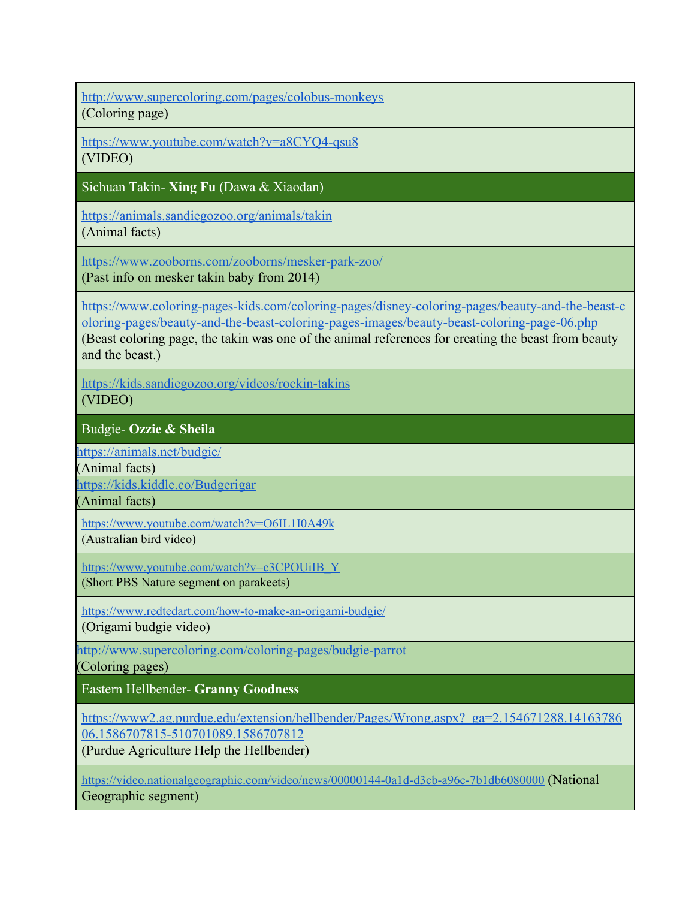| |
|---|
| http://www.supercoloring.com/pages/colobus-monkeys<br>(Coloring page) |
| https://www.youtube.com/watch?v=a8CYQ4-qsu8<br>(VIDEO) |
| Sichuan Takin- **Xing Fu** (Dawa & Xiaodan) |
| https://animals.sandiegozoo.org/animals/takin<br>(Animal facts) |
| https://www.zooborns.com/zooborns/mesker-park-zoo/<br>(Past info on mesker takin baby from 2014) |
| https://www.coloring-pages-kids.com/coloring-pages/disney-coloring-pages/beauty-and-the-beast-coloring-pages/beauty-and-the-beast-coloring-pages-images/beauty-beast-coloring-page-06.php<br>(Beast coloring page, the takin was one of the animal references for creating the beast from beauty and the beast.) |
| https://kids.sandiegozoo.org/videos/rockin-takins<br>(VIDEO) |
| Budgie- **Ozzie & Sheila** |
| https://animals.net/budgie/<br>(Animal facts) |
| https://kids.kiddle.co/Budgerigar<br>(Animal facts) |
| https://www.youtube.com/watch?v=O6IL1I0A49k<br>(Australian bird video) |
| https://www.youtube.com/watch?v=c3CPOUiIB_Y<br>(Short PBS Nature segment on parakeets) |
| https://www.redtedart.com/how-to-make-an-origami-budgie/<br>(Origami budgie video) |
| http://www.supercoloring.com/coloring-pages/budgie-parrot<br>(Coloring pages) |
| Eastern Hellbender- **Granny Goodness** |
| https://www2.ag.purdue.edu/extension/hellbender/Pages/Wrong.aspx?_ga=2.154671288.1416378606.1586707815-510701089.1586707812<br>(Purdue Agriculture Help the Hellbender) |
| https://video.nationalgeographic.com/video/news/00000144-0a1d-d3cb-a96c-7b1db6080000 (National Geographic segment) |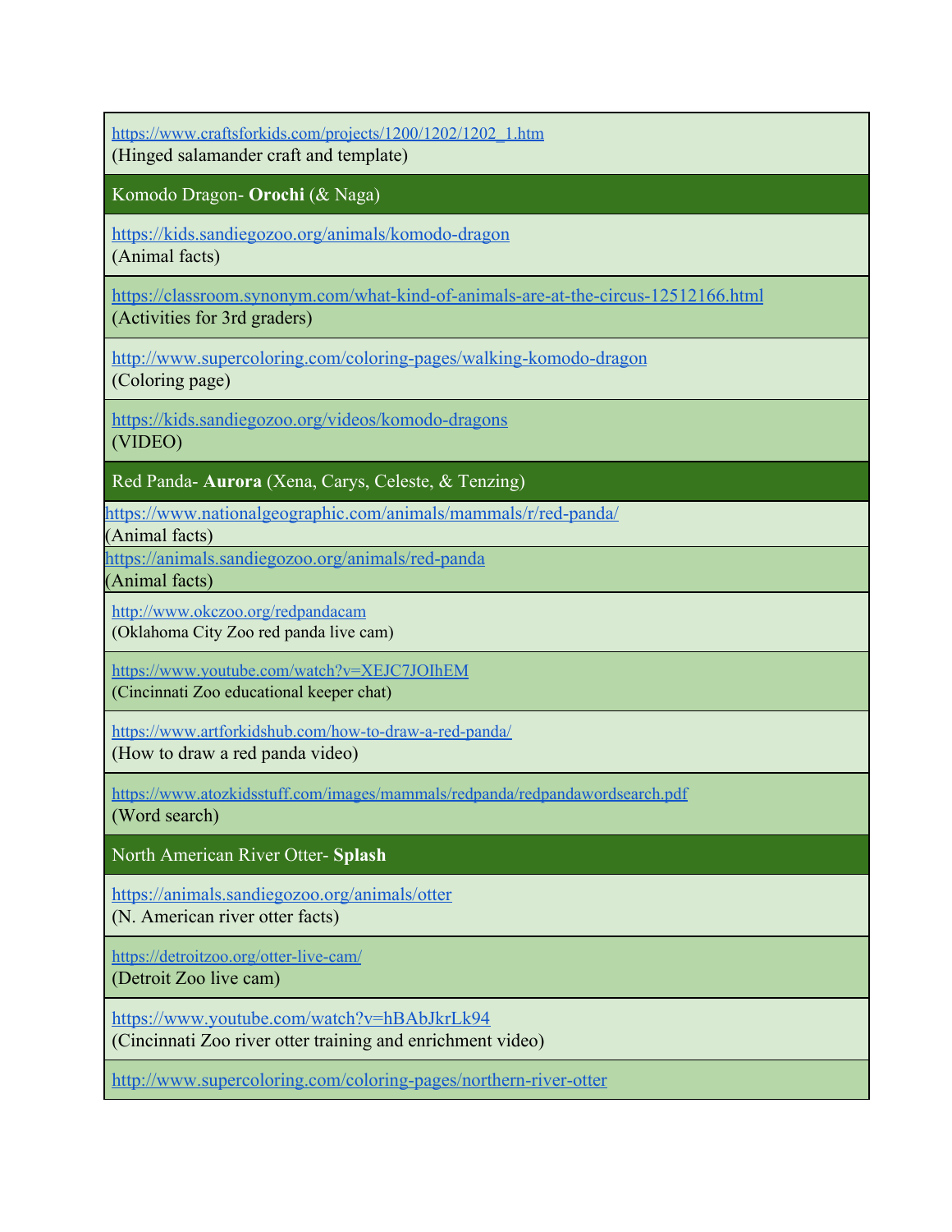https://www.craftsforkids.com/projects/1200/1202/1202_1.htm
(Hinged salamander craft and template)

### Komodo Dragon- **Orochi** (& Naga)

https://kids.sandiegozoo.org/animals/komodo-dragon
(Animal facts)

https://classroom.synonym.com/what-kind-of-animals-are-at-the-circus-12512166.html
(Activities for 3rd graders)

http://www.supercoloring.com/coloring-pages/walking-komodo-dragon
(Coloring page)

https://kids.sandiegozoo.org/videos/komodo-dragons
(VIDEO)

### Red Panda- **Aurora** (Xena, Carys, Celeste, & Tenzing)

https://www.nationalgeographic.com/animals/mammals/r/red-panda/
(Animal facts)

https://animals.sandiegozoo.org/animals/red-panda
(Animal facts)

http://www.okczoo.org/redpandacam
(Oklahoma City Zoo red panda live cam)

https://www.youtube.com/watch?v=XEJC7JOIhEM
(Cincinnati Zoo educational keeper chat)

https://www.artforkidshub.com/how-to-draw-a-red-panda/
(How to draw a red panda video)

https://www.atozkidsstuff.com/images/mammals/redpanda/redpandawordsearch.pdf
(Word search)

### North American River Otter- **Splash**

https://animals.sandiegozoo.org/animals/otter
(N. American river otter facts)

https://detroitzoo.org/otter-live-cam/
(Detroit Zoo live cam)

https://www.youtube.com/watch?v=hBAbJkrLk94
(Cincinnati Zoo river otter training and enrichment video)

http://www.supercoloring.com/coloring-pages/northern-river-otter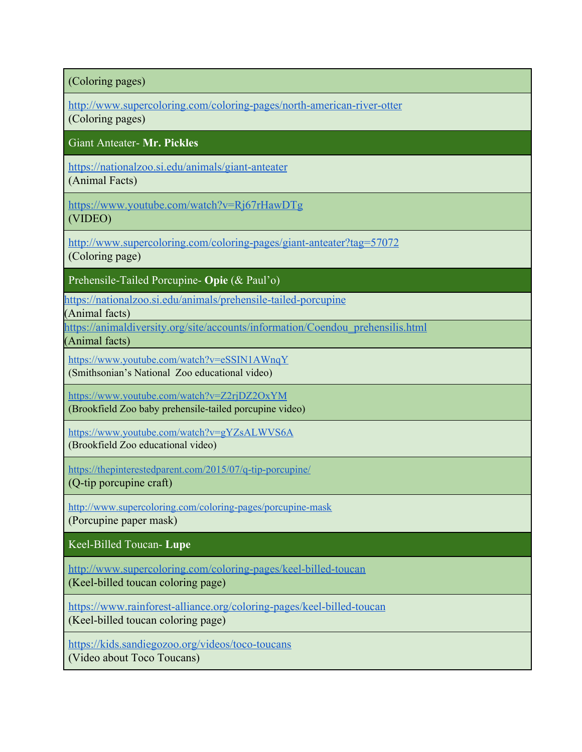| |
|---|
| (Coloring pages) |
| http://www.supercoloring.com/coloring-pages/north-american-river-otter (Coloring pages) |
| Giant Anteater- **Mr. Pickles** |
| https://nationalzoo.si.edu/animals/giant-anteater (Animal Facts) |
| https://www.youtube.com/watch?v=Rj67rHawDTg (VIDEO) |
| http://www.supercoloring.com/coloring-pages/giant-anteater?tag=57072 (Coloring page) |
| Prehensile-Tailed Porcupine- **Opie** (& Paul'o) |
| https://nationalzoo.si.edu/animals/prehensile-tailed-porcupine (Animal facts) |
| https://animaldiversity.org/site/accounts/information/Coendou_prehensilis.html (Animal facts) |
| https://www.youtube.com/watch?v=eSSIN1AWnqY (Smithsonian's National Zoo educational video) |
| https://www.youtube.com/watch?v=Z2rjDZ2OxYM (Brookfield Zoo baby prehensile-tailed porcupine video) |
| https://www.youtube.com/watch?v=gYZsALWVS6A (Brookfield Zoo educational video) |
| https://thepinterestedparent.com/2015/07/q-tip-porcupine/ (Q-tip porcupine craft) |
| http://www.supercoloring.com/coloring-pages/porcupine-mask (Porcupine paper mask) |
| Keel-Billed Toucan- **Lupe** |
| http://www.supercoloring.com/coloring-pages/keel-billed-toucan (Keel-billed toucan coloring page) |
| https://www.rainforest-alliance.org/coloring-pages/keel-billed-toucan (Keel-billed toucan coloring page) |
| https://kids.sandiegozoo.org/videos/toco-toucans (Video about Toco Toucans) |